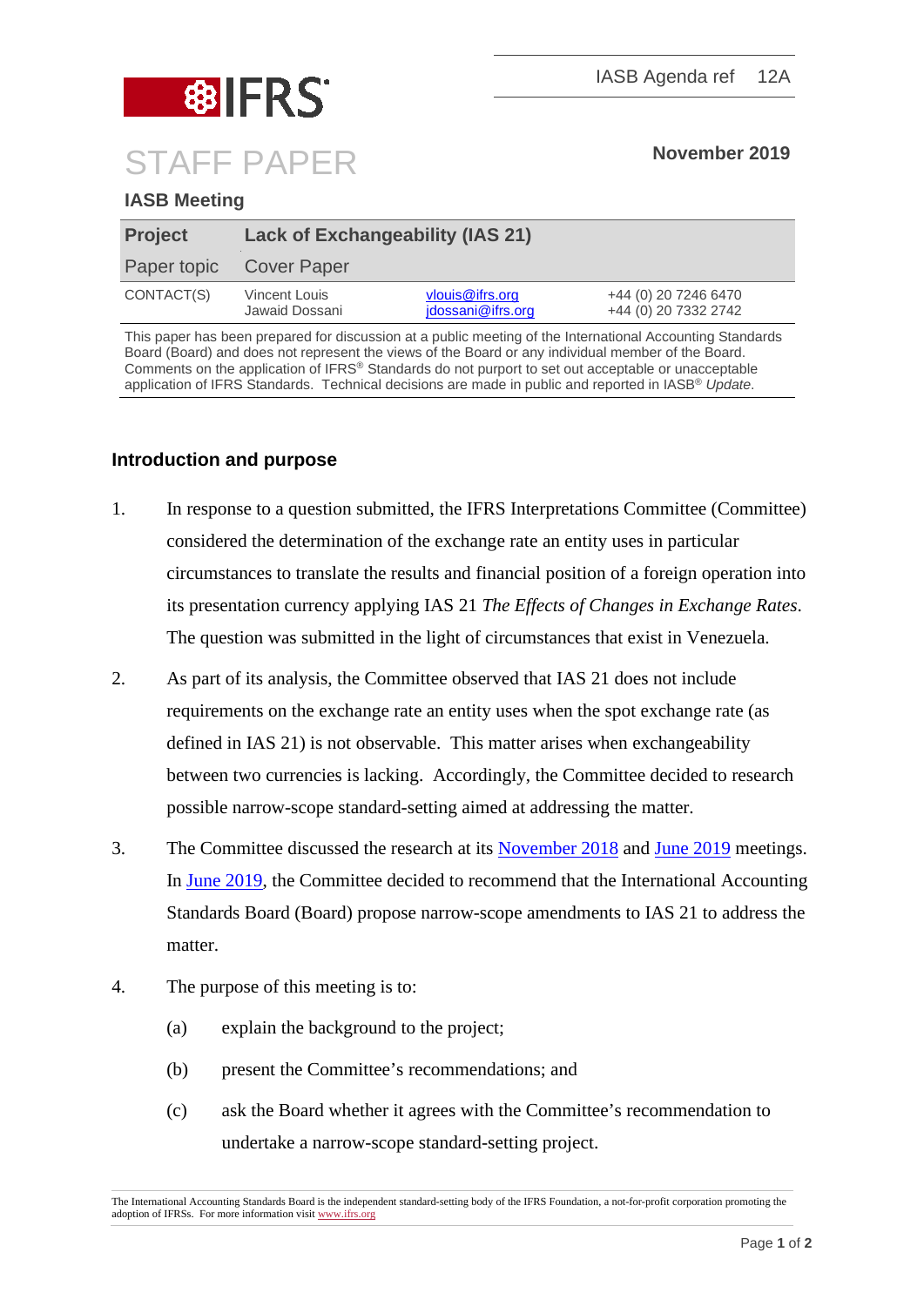IASB Agenda ref 12A

# STAFF PAPER

**November 2019**

**IASB Meeting**

| | | | |
|---|---|---|---|
| **Project** | **Lack of Exchangeability (IAS 21)** | | |
| Paper topic | Cover Paper | | |
| CONTACT(S) | Vincent Louis | vlouis@ifrs.org | +44 (0) 20 7246 6470 |
| | Jawaid Dossani | jdossani@ifrs.org | +44 (0) 20 7332 2742 |

This paper has been prepared for discussion at a public meeting of the International Accounting Standards Board (Board) and does not represent the views of the Board or any individual member of the Board. Comments on the application of IFRS® Standards do not purport to set out acceptable or unacceptable application of IFRS Standards. Technical decisions are made in public and reported in IASB® *Update*.

## Introduction and purpose

1. In response to a question submitted, the IFRS Interpretations Committee (Committee) considered the determination of the exchange rate an entity uses in particular circumstances to translate the results and financial position of a foreign operation into its presentation currency applying IAS 21 *The Effects of Changes in Exchange Rates*. The question was submitted in the light of circumstances that exist in Venezuela.

2. As part of its analysis, the Committee observed that IAS 21 does not include requirements on the exchange rate an entity uses when the spot exchange rate (as defined in IAS 21) is not observable. This matter arises when exchangeability between two currencies is lacking. Accordingly, the Committee decided to research possible narrow-scope standard-setting aimed at addressing the matter.

3. The Committee discussed the research at its November 2018 and June 2019 meetings. In June 2019, the Committee decided to recommend that the International Accounting Standards Board (Board) propose narrow-scope amendments to IAS 21 to address the matter.

4. The purpose of this meeting is to:

   (a) explain the background to the project;

   (b) present the Committee's recommendations; and

   (c) ask the Board whether it agrees with the Committee's recommendation to undertake a narrow-scope standard-setting project.

The International Accounting Standards Board is the independent standard-setting body of the IFRS Foundation, a not-for-profit corporation promoting the adoption of IFRSs. For more information visit www.ifrs.org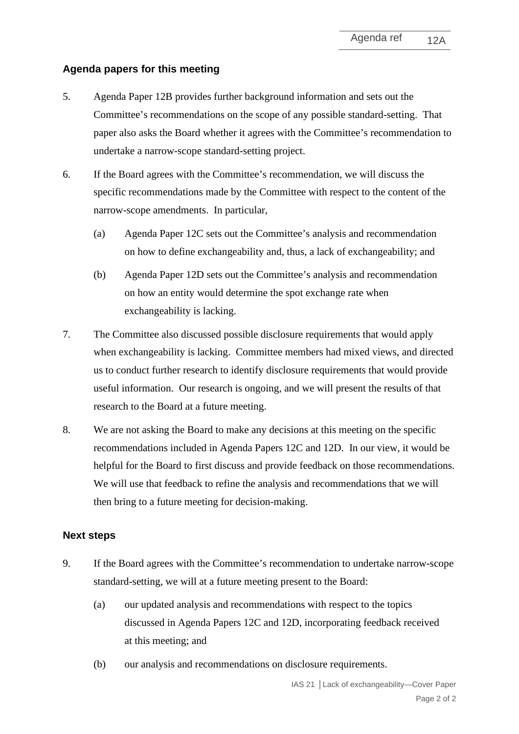## Agenda papers for this meeting

5. Agenda Paper 12B provides further background information and sets out the Committee's recommendations on the scope of any possible standard-setting. That paper also asks the Board whether it agrees with the Committee's recommendation to undertake a narrow-scope standard-setting project.

6. If the Board agrees with the Committee's recommendation, we will discuss the specific recommendations made by the Committee with respect to the content of the narrow-scope amendments. In particular,

   (a) Agenda Paper 12C sets out the Committee's analysis and recommendation on how to define exchangeability and, thus, a lack of exchangeability; and

   (b) Agenda Paper 12D sets out the Committee's analysis and recommendation on how an entity would determine the spot exchange rate when exchangeability is lacking.

7. The Committee also discussed possible disclosure requirements that would apply when exchangeability is lacking. Committee members had mixed views, and directed us to conduct further research to identify disclosure requirements that would provide useful information. Our research is ongoing, and we will present the results of that research to the Board at a future meeting.

8. We are not asking the Board to make any decisions at this meeting on the specific recommendations included in Agenda Papers 12C and 12D. In our view, it would be helpful for the Board to first discuss and provide feedback on those recommendations. We will use that feedback to refine the analysis and recommendations that we will then bring to a future meeting for decision-making.

## Next steps

9. If the Board agrees with the Committee's recommendation to undertake narrow-scope standard-setting, we will at a future meeting present to the Board:

   (a) our updated analysis and recommendations with respect to the topics discussed in Agenda Papers 12C and 12D, incorporating feedback received at this meeting; and

   (b) our analysis and recommendations on disclosure requirements.